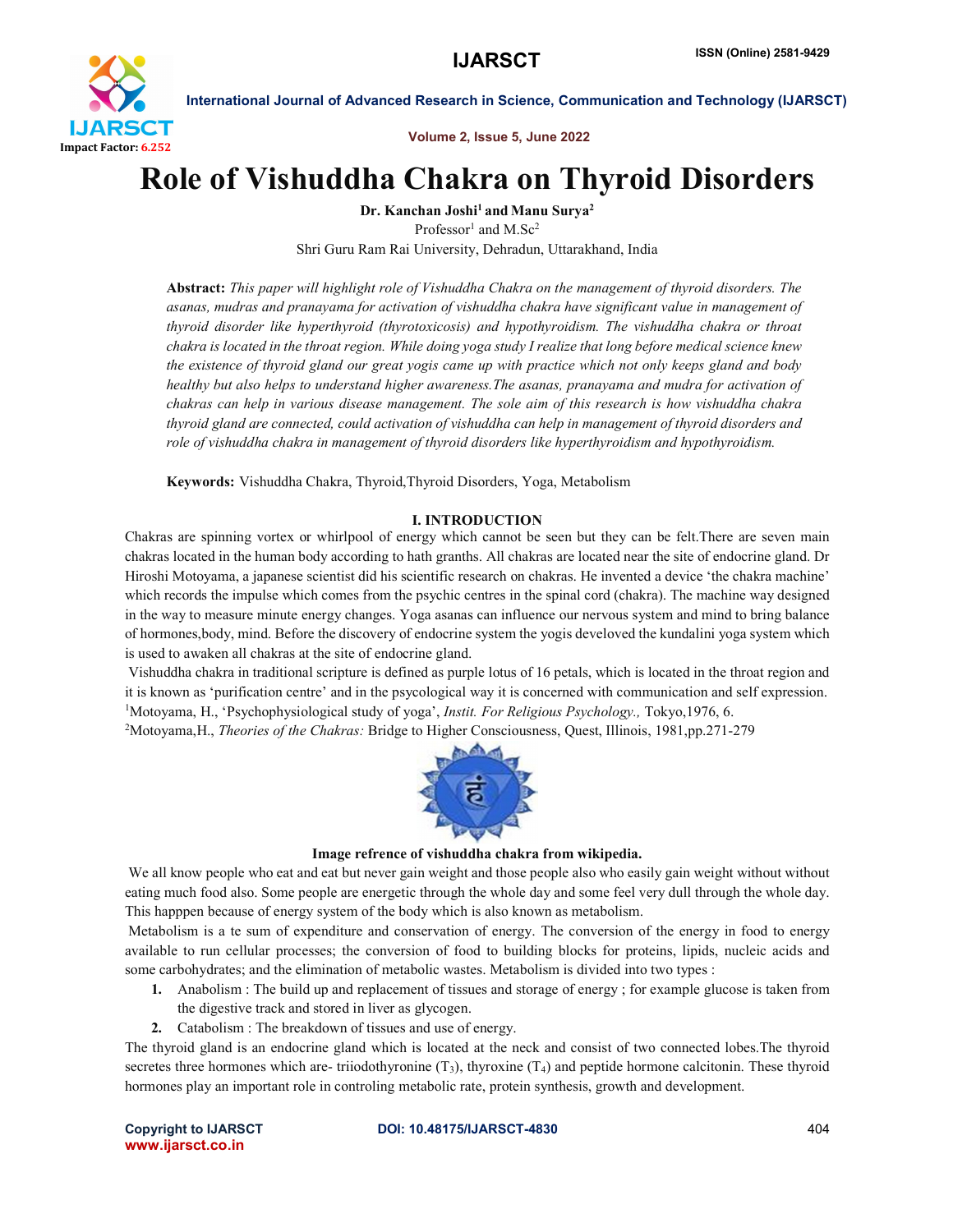# Role of Vishuddha Chakra on Thyroid Disorders

**Dr. Kanchan Joshi[1] and Manu Surya[2]**

Professor[1] and M.Sc[2]

Shri Guru Ram Rai University, Dehradun, Uttarakhand, India

**Abstract:** *This paper will highlight role of Vishuddha Chakra on the management of thyroid disorders. The asanas, mudras and pranayama for activation of vishuddha chakra have significant value in management of thyroid disorder like hyperthyroid (thyrotoxicosis) and hypothyroidism. The vishuddha chakra or throat chakra is located in the throat region. While doing yoga study I realize that long before medical science knew the existence of thyroid gland our great yogis came up with practice which not only keeps gland and body healthy but also helps to understand higher awareness.The asanas, pranayama and mudra for activation of chakras can help in various disease management. The sole aim of this research is how vishuddha chakra thyroid gland are connected, could activation of vishuddha can help in management of thyroid disorders and role of vishuddha chakra in management of thyroid disorders like hyperthyroidism and hypothyroidism.*

**Keywords:** Vishuddha Chakra, Thyroid,Thyroid Disorders, Yoga, Metabolism

## I. INTRODUCTION

Chakras are spinning vortex or whirlpool of energy which cannot be seen but they can be felt.There are seven main chakras located in the human body according to hath granths. All chakras are located near the site of endocrine gland. Dr Hiroshi Motoyama, a japanese scientist did his scientific research on chakras. He invented a device 'the chakra machine' which records the impulse which comes from the psychic centres in the spinal cord (chakra). The machine way designed in the way to measure minute energy changes. Yoga asanas can influence our nervous system and mind to bring balance of hormones,body, mind. Before the discovery of endocrine system the yogis develoved the kundalini yoga system which is used to awaken all chakras at the site of endocrine gland.

Vishuddha chakra in traditional scripture is defined as purple lotus of 16 petals, which is located in the throat region and it is known as 'purification centre' and in the psycological way it is concerned with communication and self expression.

[1]Motoyama, H., 'Psychophysiological study of yoga', *Instit. For Religious Psychology.,* Tokyo,1976, 6.

[2]Motoyama,H., *Theories of the Chakras:* Bridge to Higher Consciousness, Quest, Illinois, 1981,pp.271-279

**Image refrence of vishuddha chakra from wikipedia.**

We all know people who eat and eat but never gain weight and those people also who easily gain weight without without eating much food also. Some people are energetic through the whole day and some feel very dull through the whole day. This happpen because of energy system of the body which is also known as metabolism.

Metabolism is a te sum of expenditure and conservation of energy. The conversion of the energy in food to energy available to run cellular processes; the conversion of food to building blocks for proteins, lipids, nucleic acids and some carbohydrates; and the elimination of metabolic wastes. Metabolism is divided into two types :

1. Anabolism : The build up and replacement of tissues and storage of energy ; for example glucose is taken from the digestive track and stored in liver as glycogen.
2. Catabolism : The breakdown of tissues and use of energy.

The thyroid gland is an endocrine gland which is located at the neck and consist of two connected lobes.The thyroid secretes three hormones which are- triiodothyronine ($T_3$), thyroxine ($T_4$) and peptide hormone calcitonin. These thyroid hormones play an important role in controling metabolic rate, protein synthesis, growth and development.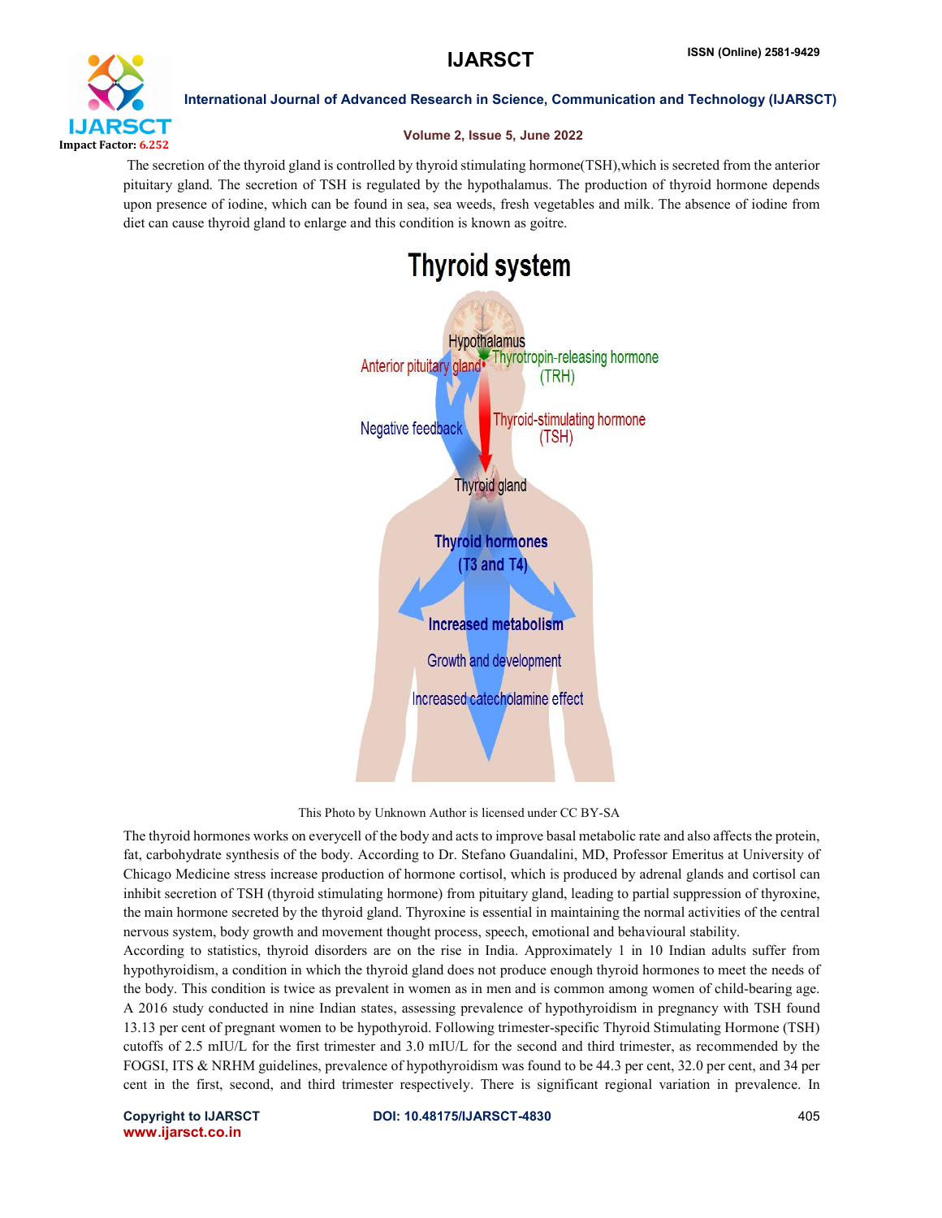The secretion of the thyroid gland is controlled by thyroid stimulating hormone(TSH),which is secreted from the anterior pituitary gland. The secretion of TSH is regulated by the hypothalamus. The production of thyroid hormone depends upon presence of iodine, which can be found in sea, sea weeds, fresh vegetables and milk. The absence of iodine from diet can cause thyroid gland to enlarge and this condition is known as goitre.

This Photo by Unknown Author is licensed under CC BY-SA

The thyroid hormones works on everycell of the body and acts to improve basal metabolic rate and also affects the protein, fat, carbohydrate synthesis of the body. According to Dr. Stefano Guandalini, MD, Professor Emeritus at University of Chicago Medicine stress increase production of hormone cortisol, which is produced by adrenal glands and cortisol can inhibit secretion of TSH (thyroid stimulating hormone) from pituitary gland, leading to partial suppression of thyroxine, the main hormone secreted by the thyroid gland. Thyroxine is essential in maintaining the normal activities of the central nervous system, body growth and movement thought process, speech, emotional and behavioural stability.

According to statistics, thyroid disorders are on the rise in India. Approximately 1 in 10 Indian adults suffer from hypothyroidism, a condition in which the thyroid gland does not produce enough thyroid hormones to meet the needs of the body. This condition is twice as prevalent in women as in men and is common among women of child-bearing age. A 2016 study conducted in nine Indian states, assessing prevalence of hypothyroidism in pregnancy with TSH found 13.13 per cent of pregnant women to be hypothyroid. Following trimester-specific Thyroid Stimulating Hormone (TSH) cutoffs of 2.5 mIU/L for the first trimester and 3.0 mIU/L for the second and third trimester, as recommended by the FOGSI, ITS & NRHM guidelines, prevalence of hypothyroidism was found to be 44.3 per cent, 32.0 per cent, and 34 per cent in the first, second, and third trimester respectively. There is significant regional variation in prevalence. In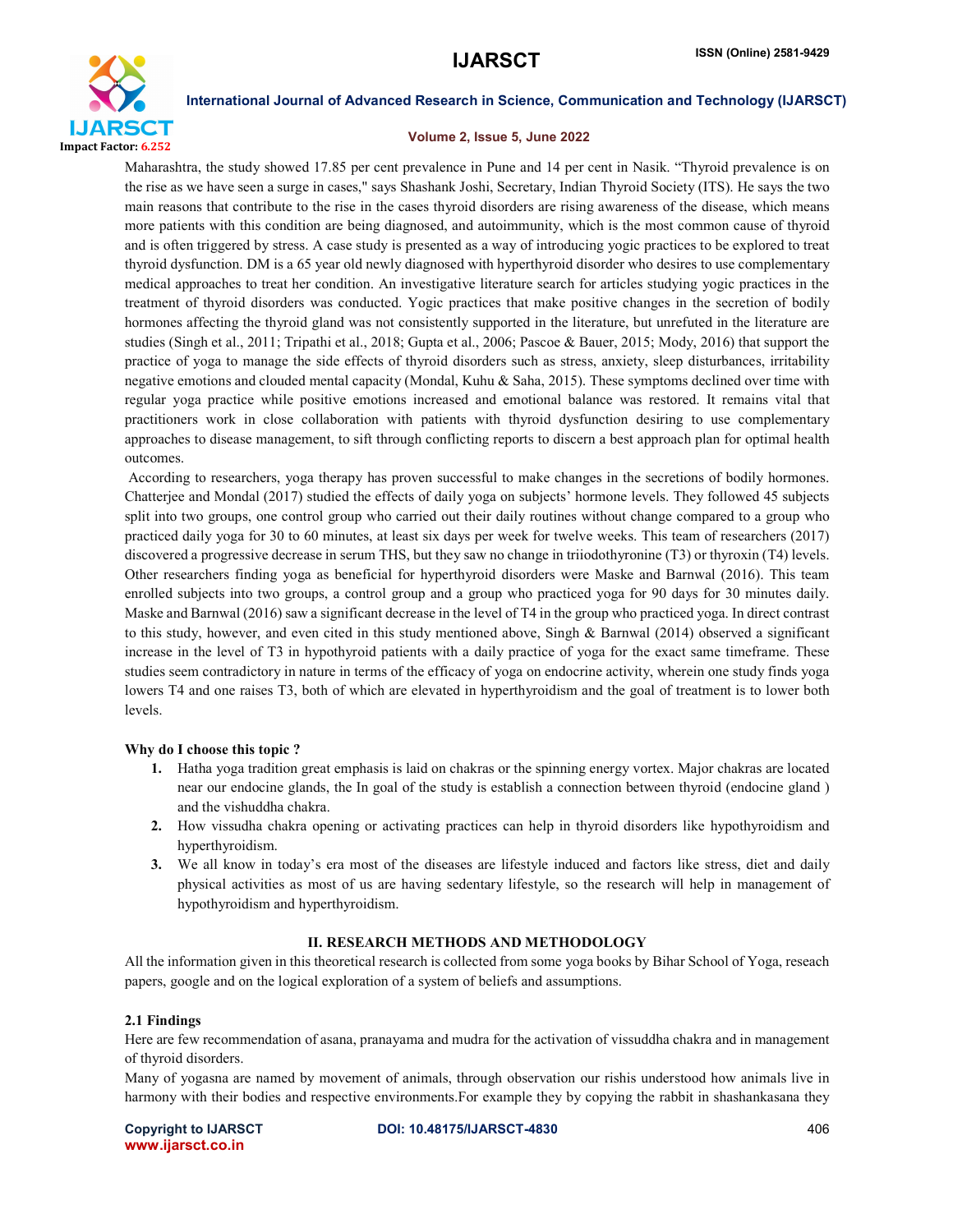Maharashtra, the study showed 17.85 per cent prevalence in Pune and 14 per cent in Nasik. "Thyroid prevalence is on the rise as we have seen a surge in cases," says Shashank Joshi, Secretary, Indian Thyroid Society (ITS). He says the two main reasons that contribute to the rise in the cases thyroid disorders are rising awareness of the disease, which means more patients with this condition are being diagnosed, and autoimmunity, which is the most common cause of thyroid and is often triggered by stress. A case study is presented as a way of introducing yogic practices to be explored to treat thyroid dysfunction. DM is a 65 year old newly diagnosed with hyperthyroid disorder who desires to use complementary medical approaches to treat her condition. An investigative literature search for articles studying yogic practices in the treatment of thyroid disorders was conducted. Yogic practices that make positive changes in the secretion of bodily hormones affecting the thyroid gland was not consistently supported in the literature, but unrefuted in the literature are studies (Singh et al., 2011; Tripathi et al., 2018; Gupta et al., 2006; Pascoe & Bauer, 2015; Mody, 2016) that support the practice of yoga to manage the side effects of thyroid disorders such as stress, anxiety, sleep disturbances, irritability negative emotions and clouded mental capacity (Mondal, Kuhu & Saha, 2015). These symptoms declined over time with regular yoga practice while positive emotions increased and emotional balance was restored. It remains vital that practitioners work in close collaboration with patients with thyroid dysfunction desiring to use complementary approaches to disease management, to sift through conflicting reports to discern a best approach plan for optimal health outcomes.

According to researchers, yoga therapy has proven successful to make changes in the secretions of bodily hormones. Chatterjee and Mondal (2017) studied the effects of daily yoga on subjects' hormone levels. They followed 45 subjects split into two groups, one control group who carried out their daily routines without change compared to a group who practiced daily yoga for 30 to 60 minutes, at least six days per week for twelve weeks. This team of researchers (2017) discovered a progressive decrease in serum THS, but they saw no change in triiodothyronine (T3) or thyroxin (T4) levels. Other researchers finding yoga as beneficial for hyperthyroid disorders were Maske and Barnwal (2016). This team enrolled subjects into two groups, a control group and a group who practiced yoga for 90 days for 30 minutes daily. Maske and Barnwal (2016) saw a significant decrease in the level of T4 in the group who practiced yoga. In direct contrast to this study, however, and even cited in this study mentioned above, Singh & Barnwal (2014) observed a significant increase in the level of T3 in hypothyroid patients with a daily practice of yoga for the exact same timeframe. These studies seem contradictory in nature in terms of the efficacy of yoga on endocrine activity, wherein one study finds yoga lowers T4 and one raises T3, both of which are elevated in hyperthyroidism and the goal of treatment is to lower both levels.

**Why do I choose this topic ?**

1. Hatha yoga tradition great emphasis is laid on chakras or the spinning energy vortex. Major chakras are located near our endocine glands, the In goal of the study is establish a connection between thyroid (endocine gland ) and the vishuddha chakra.
2. How vissudha chakra opening or activating practices can help in thyroid disorders like hypothyroidism and hyperthyroidism.
3. We all know in today's era most of the diseases are lifestyle induced and factors like stress, diet and daily physical activities as most of us are having sedentary lifestyle, so the research will help in management of hypothyroidism and hyperthyroidism.

## II. RESEARCH METHODS AND METHODOLOGY

All the information given in this theoretical research is collected from some yoga books by Bihar School of Yoga, reseach papers, google and on the logical exploration of a system of beliefs and assumptions.

### 2.1 Findings

Here are few recommendation of asana, pranayama and mudra for the activation of vissuddha chakra and in management of thyroid disorders.

Many of yogasna are named by movement of animals, through observation our rishis understood how animals live in harmony with their bodies and respective environments.For example they by copying the rabbit in shashankasana they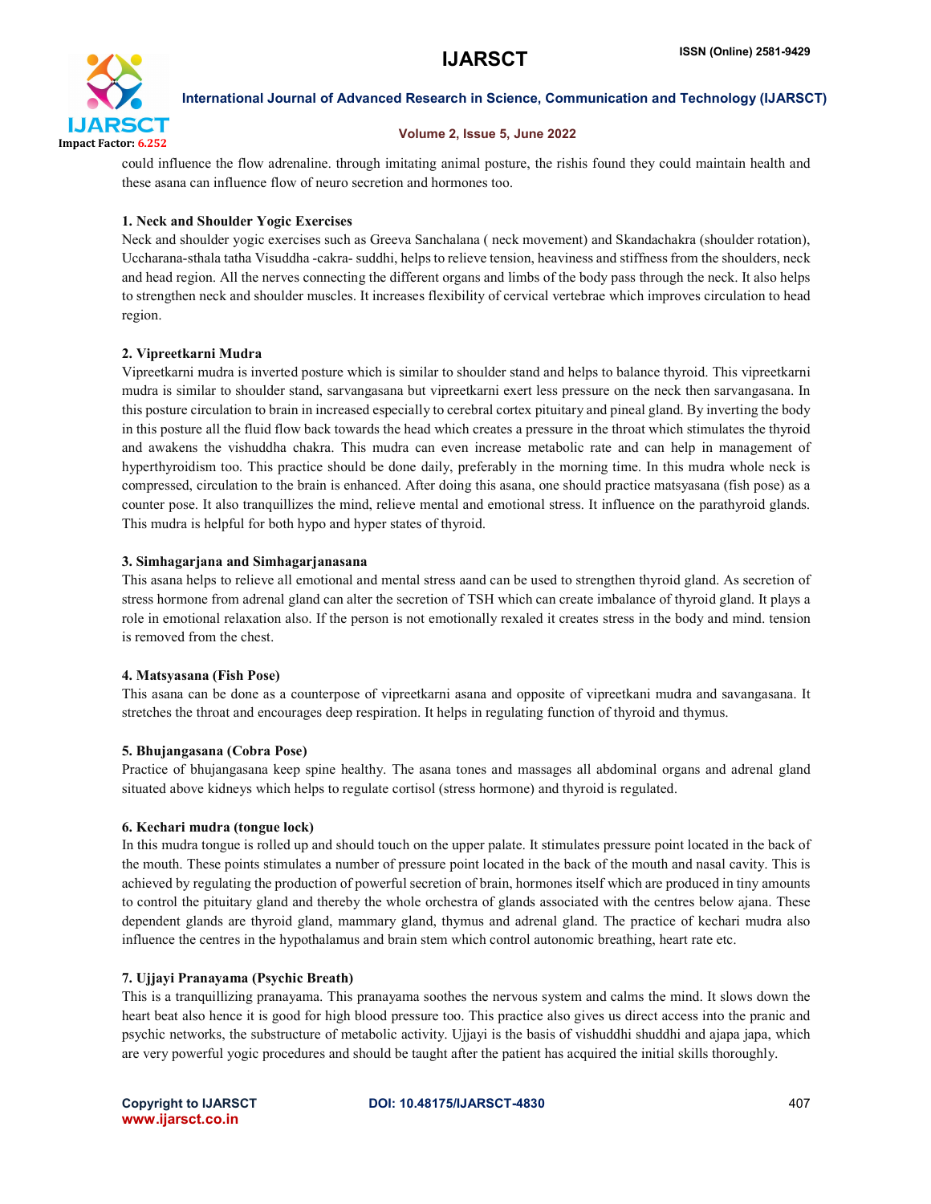could influence the flow adrenaline. through imitating animal posture, the rishis found they could maintain health and these asana can influence flow of neuro secretion and hormones too.

**1. Neck and Shoulder Yogic Exercises**

Neck and shoulder yogic exercises such as Greeva Sanchalana ( neck movement) and Skandachakra (shoulder rotation), Uccharana-sthala tatha Visuddha -cakra- suddhi, helps to relieve tension, heaviness and stiffness from the shoulders, neck and head region. All the nerves connecting the different organs and limbs of the body pass through the neck. It also helps to strengthen neck and shoulder muscles. It increases flexibility of cervical vertebrae which improves circulation to head region.

**2. Vipreetkarni Mudra**

Vipreetkarni mudra is inverted posture which is similar to shoulder stand and helps to balance thyroid. This vipreetkarni mudra is similar to shoulder stand, sarvangasana but vipreetkarni exert less pressure on the neck then sarvangasana. In this posture circulation to brain in increased especially to cerebral cortex pituitary and pineal gland. By inverting the body in this posture all the fluid flow back towards the head which creates a pressure in the throat which stimulates the thyroid and awakens the vishuddha chakra. This mudra can even increase metabolic rate and can help in management of hyperthyroidism too. This practice should be done daily, preferably in the morning time. In this mudra whole neck is compressed, circulation to the brain is enhanced. After doing this asana, one should practice matsyasana (fish pose) as a counter pose. It also tranquillizes the mind, relieve mental and emotional stress. It influence on the parathyroid glands. This mudra is helpful for both hypo and hyper states of thyroid.

**3. Simhagarjana and Simhagarjanasana**

This asana helps to relieve all emotional and mental stress aand can be used to strengthen thyroid gland. As secretion of stress hormone from adrenal gland can alter the secretion of TSH which can create imbalance of thyroid gland. It plays a role in emotional relaxation also. If the person is not emotionally rexaled it creates stress in the body and mind. tension is removed from the chest.

**4. Matsyasana (Fish Pose)**

This asana can be done as a counterpose of vipreetkarni asana and opposite of vipreetkani mudra and savangasana. It stretches the throat and encourages deep respiration. It helps in regulating function of thyroid and thymus.

**5. Bhujangasana (Cobra Pose)**

Practice of bhujangasana keep spine healthy. The asana tones and massages all abdominal organs and adrenal gland situated above kidneys which helps to regulate cortisol (stress hormone) and thyroid is regulated.

**6. Kechari mudra (tongue lock)**

In this mudra tongue is rolled up and should touch on the upper palate. It stimulates pressure point located in the back of the mouth. These points stimulates a number of pressure point located in the back of the mouth and nasal cavity. This is achieved by regulating the production of powerful secretion of brain, hormones itself which are produced in tiny amounts to control the pituitary gland and thereby the whole orchestra of glands associated with the centres below ajana. These dependent glands are thyroid gland, mammary gland, thymus and adrenal gland. The practice of kechari mudra also influence the centres in the hypothalamus and brain stem which control autonomic breathing, heart rate etc.

**7. Ujjayi Pranayama (Psychic Breath)**

This is a tranquillizing pranayama. This pranayama soothes the nervous system and calms the mind. It slows down the heart beat also hence it is good for high blood pressure too. This practice also gives us direct access into the pranic and psychic networks, the substructure of metabolic activity. Ujjayi is the basis of vishuddhi shuddhi and ajapa japa, which are very powerful yogic procedures and should be taught after the patient has acquired the initial skills thoroughly.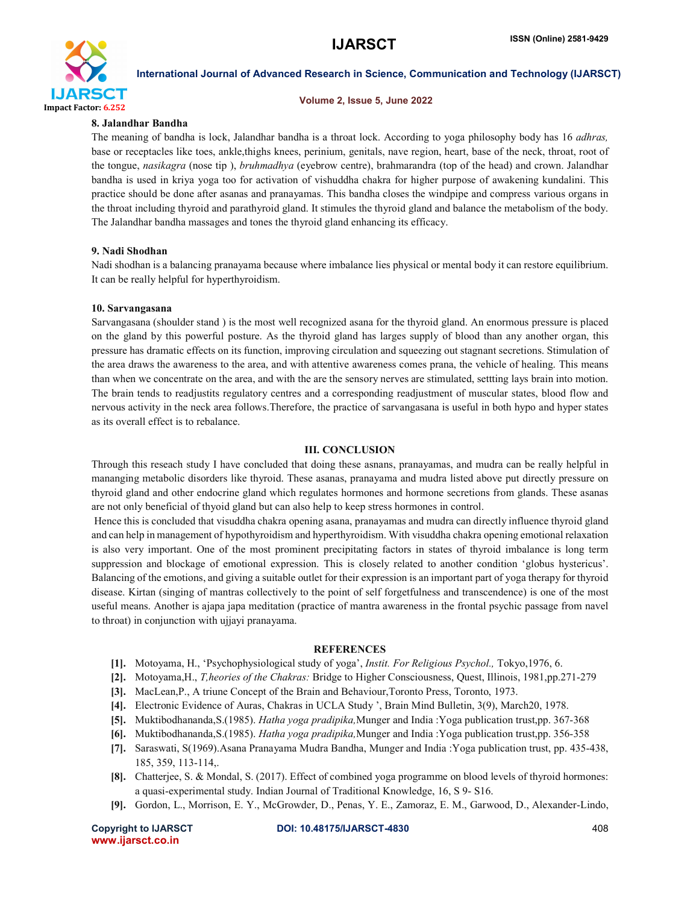**8. Jalandhar Bandha**

The meaning of bandha is lock, Jalandhar bandha is a throat lock. According to yoga philosophy body has 16 *adhras,* base or receptacles like toes, ankle,thighs knees, perinium, genitals, nave region, heart, base of the neck, throat, root of the tongue, *nasikagra* (nose tip ), *bruhmadhya* (eyebrow centre), brahmarandra (top of the head) and crown. Jalandhar bandha is used in kriya yoga too for activation of vishuddha chakra for higher purpose of awakening kundalini. This practice should be done after asanas and pranayamas. This bandha closes the windpipe and compress various organs in the throat including thyroid and parathyroid gland. It stimules the thyroid gland and balance the metabolism of the body. The Jalandhar bandha massages and tones the thyroid gland enhancing its efficacy.

**9. Nadi Shodhan**

Nadi shodhan is a balancing pranayama because where imbalance lies physical or mental body it can restore equilibrium. It can be really helpful for hyperthyroidism.

**10. Sarvangasana**

Sarvangasana (shoulder stand ) is the most well recognized asana for the thyroid gland. An enormous pressure is placed on the gland by this powerful posture. As the thyroid gland has larges supply of blood than any another organ, this pressure has dramatic effects on its function, improving circulation and squeezing out stagnant secretions. Stimulation of the area draws the awareness to the area, and with attentive awareness comes prana, the vehicle of healing. This means than when we concentrate on the area, and with the are the sensory nerves are stimulated, settting lays brain into motion. The brain tends to readjustits regulatory centres and a corresponding readjustment of muscular states, blood flow and nervous activity in the neck area follows.Therefore, the practice of sarvangasana is useful in both hypo and hyper states as its overall effect is to rebalance.

## III. CONCLUSION

Through this reseach study I have concluded that doing these asnans, pranayamas, and mudra can be really helpful in mananging metabolic disorders like thyroid. These asanas, pranayama and mudra listed above put directly pressure on thyroid gland and other endocrine gland which regulates hormones and hormone secretions from glands. These asanas are not only beneficial of thyoid gland but can also help to keep stress hormones in control.

Hence this is concluded that visuddha chakra opening asana, pranayamas and mudra can directly influence thyroid gland and can help in management of hypothyroidism and hyperthyroidism. With visuddha chakra opening emotional relaxation is also very important. One of the most prominent precipitating factors in states of thyroid imbalance is long term suppression and blockage of emotional expression. This is closely related to another condition 'globus hystericus'. Balancing of the emotions, and giving a suitable outlet for their expression is an important part of yoga therapy for thyroid disease. Kirtan (singing of mantras collectively to the point of self forgetfulness and transcendence) is one of the most useful means. Another is ajapa japa meditation (practice of mantra awareness in the frontal psychic passage from navel to throat) in conjunction with ujjayi pranayama.

## REFERENCES

[1]. Motoyama, H., 'Psychophysiological study of yoga', *Instit. For Religious Psychol.,* Tokyo,1976, 6.

[2]. Motoyama,H., *T,heories of the Chakras:* Bridge to Higher Consciousness, Quest, Illinois, 1981,pp.271-279

[3]. MacLean,P., A triune Concept of the Brain and Behaviour,Toronto Press, Toronto, 1973.

[4]. Electronic Evidence of Auras, Chakras in UCLA Study ', Brain Mind Bulletin, 3(9), March20, 1978.

[5]. Muktibodhananda,S.(1985). *Hatha yoga pradipika,*Munger and India :Yoga publication trust,pp. 367-368

[6]. Muktibodhananda,S.(1985). *Hatha yoga pradipika,*Munger and India :Yoga publication trust,pp. 356-358

[7]. Saraswati, S(1969).Asana Pranayama Mudra Bandha, Munger and India :Yoga publication trust, pp. 435-438, 185, 359, 113-114,.

[8]. Chatterjee, S. & Mondal, S. (2017). Effect of combined yoga programme on blood levels of thyroid hormones: a quasi-experimental study. Indian Journal of Traditional Knowledge, 16, S 9- S16.

[9]. Gordon, L., Morrison, E. Y., McGrowder, D., Penas, Y. E., Zamoraz, E. M., Garwood, D., Alexander-Lindo,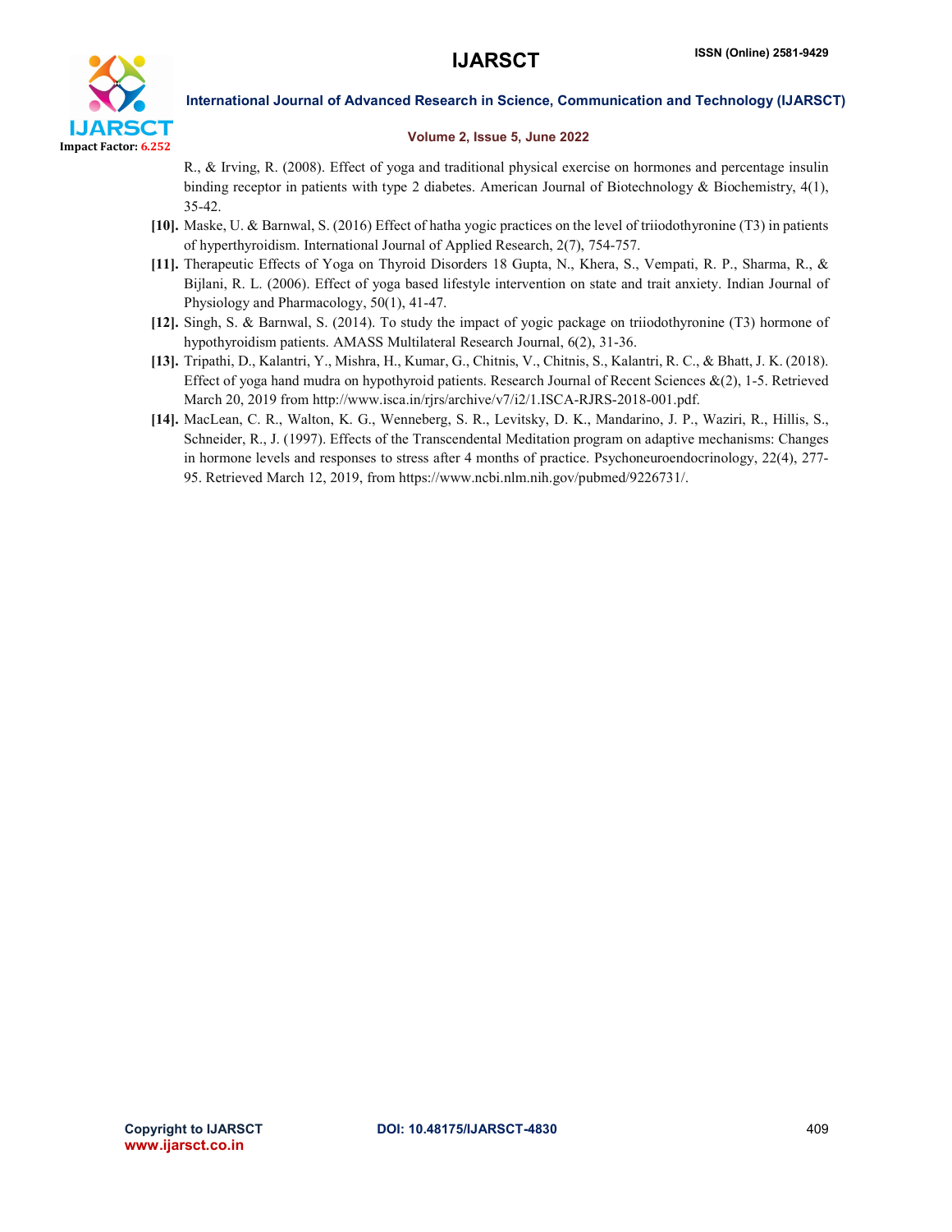R., & Irving, R. (2008). Effect of yoga and traditional physical exercise on hormones and percentage insulin binding receptor in patients with type 2 diabetes. American Journal of Biotechnology & Biochemistry, 4(1), 35-42.

**[10].** Maske, U. & Barnwal, S. (2016) Effect of hatha yogic practices on the level of triiodothyronine (T3) in patients of hyperthyroidism. International Journal of Applied Research, 2(7), 754-757.

**[11].** Therapeutic Effects of Yoga on Thyroid Disorders 18 Gupta, N., Khera, S., Vempati, R. P., Sharma, R., & Bijlani, R. L. (2006). Effect of yoga based lifestyle intervention on state and trait anxiety. Indian Journal of Physiology and Pharmacology, 50(1), 41-47.

**[12].** Singh, S. & Barnwal, S. (2014). To study the impact of yogic package on triiodothyronine (T3) hormone of hypothyroidism patients. AMASS Multilateral Research Journal, 6(2), 31-36.

**[13].** Tripathi, D., Kalantri, Y., Mishra, H., Kumar, G., Chitnis, V., Chitnis, S., Kalantri, R. C., & Bhatt, J. K. (2018). Effect of yoga hand mudra on hypothyroid patients. Research Journal of Recent Sciences &(2), 1-5. Retrieved March 20, 2019 from http://www.isca.in/rjrs/archive/v7/i2/1.ISCA-RJRS-2018-001.pdf.

**[14].** MacLean, C. R., Walton, K. G., Wenneberg, S. R., Levitsky, D. K., Mandarino, J. P., Waziri, R., Hillis, S., Schneider, R., J. (1997). Effects of the Transcendental Meditation program on adaptive mechanisms: Changes in hormone levels and responses to stress after 4 months of practice. Psychoneuroendocrinology, 22(4), 277-95. Retrieved March 12, 2019, from https://www.ncbi.nlm.nih.gov/pubmed/9226731/.